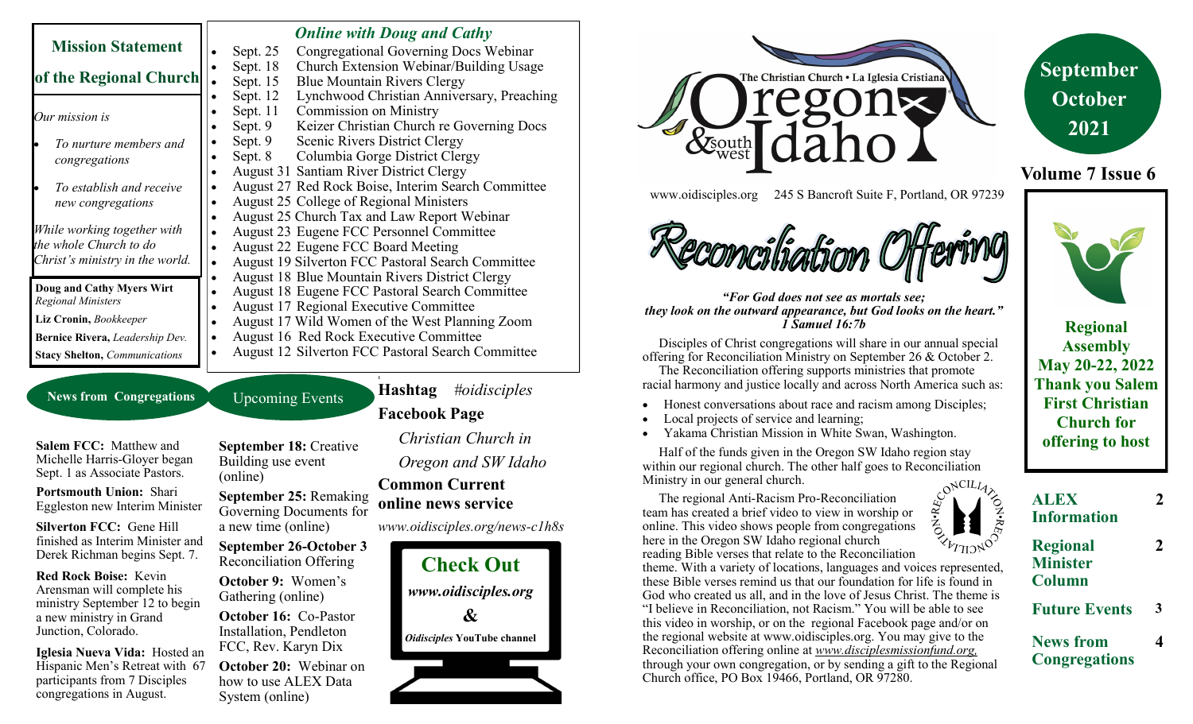## Mission Statement of the Regional Church

*Our mission is*

- *To nurture members and congregations*
- *To establish and receive new congregations*

*While working together with the whole Church to do Christ's ministry in the world.*

**Doug and Cathy Myers Wirt** *Regional Ministers*

**Liz Cronin,** *Bookkeeper*

**Bernice Rivera,** *Leadership Dev.*

**Stacy Shelton,** *Communications*

### *Online with Doug and Cathy*

- Sept. 25 Congregational Governing Docs Webinar
- Sept. 18 Church Extension Webinar/Building Usage
- Sept. 15 Blue Mountain Rivers Clergy
- Sept. 12 Lynchwood Christian Anniversary, Preaching
- Sept. 11 Commission on Ministry
- Sept. 9 Keizer Christian Church re Governing Docs
- Sept. 9 Scenic Rivers District Clergy
- Sept. 8 Columbia Gorge District Clergy
- August 31 Santiam River District Clergy
- August 27 Red Rock Boise, Interim Search Committee
- August 25 College of Regional Ministers
- August 25 Church Tax and Law Report Webinar
- August 23 Eugene FCC Personnel Committee
- August 22 Eugene FCC Board Meeting
- August 19 Silverton FCC Pastoral Search Committee
- August 18 Blue Mountain Rivers District Clergy
- August 18 Eugene FCC Pastoral Search Committee
- August 17 Regional Executive Committee
- August 17 Wild Women of the West Planning Zoom
- August 16 Red Rock Executive Committee
- August 12 Silverton FCC Pastoral Search Committee

### News from Congregations

**Salem FCC:** Matthew and Michelle Harris-Gloyer began Sept. 1 as Associate Pastors.

**Portsmouth Union:** Shari Eggleston new Interim Minister

**Silverton FCC:** Gene Hill finished as Interim Minister and Derek Richman begins Sept. 7.

**Red Rock Boise:** Kevin Arensman will complete his ministry September 12 to begin a new ministry in Grand Junction, Colorado.

**Iglesia Nueva Vida:** Hosted an Hispanic Men's Retreat with 67 participants from 7 Disciples congregations in August.

### Upcoming Events

**September 18:** Creative Building use event (online)

**September 25:** Remaking Governing Documents for a new time (online)

**September 26-October 3** Reconciliation Offering

**October 9:** Women's Gathering (online)

**October 16:** Co-Pastor Installation, Pendleton FCC, Rev. Karyn Dix

**October 20:** Webinar on how to use ALEX Data System (online)

**Hashtag** *#oidisciples*

**Facebook Page**

*Christian Church in Oregon and SW Idaho*

**Common Current online news service**

*www.oidisciples.org/news-c1h8s*

**Check Out**

*www.oidisciples.org*

**&**

*Oidisciples* **YouTube channel**

# The Christian Church • La Iglesia Cristiana — Oregon & southwest Idaho

www.oidisciples.org 245 S Bancroft Suite F, Portland, OR 97239

**September October 2021**

**Volume 7 Issue 6**

## Reconciliation Offering

***"For God does not see as mortals see; they look on the outward appearance, but God looks on the heart." 1 Samuel 16:7b***

Disciples of Christ congregations will share in our annual special offering for Reconciliation Ministry on September 26 & October 2.

The Reconciliation offering supports ministries that promote racial harmony and justice locally and across North America such as:

- Honest conversations about race and racism among Disciples;
- Local projects of service and learning;
- Yakama Christian Mission in White Swan, Washington.

Half of the funds given in the Oregon SW Idaho region stay within our regional church. The other half goes to Reconciliation Ministry in our general church.

The regional Anti-Racism Pro-Reconciliation team has created a brief video to view in worship or online. This video shows people from congregations here in the Oregon SW Idaho regional church reading Bible verses that relate to the Reconciliation theme. With a variety of locations, languages and voices represented, these Bible verses remind us that our foundation for life is found in God who created us all, and in the love of Jesus Christ. The theme is "I believe in Reconciliation, not Racism." You will be able to see this video in worship, or on the regional Facebook page and/or on the regional website at www.oidisciples.org. You may give to the Reconciliation offering online at *www.disciplesmissionfund.org,* through your own congregation, or by sending a gift to the Regional Church office, PO Box 19466, Portland, OR 97280.

**Regional Assembly May 20-22, 2022 Thank you Salem First Christian Church for offering to host**

| | |
|---|---|
| **ALEX Information** | **2** |
| **Regional Minister Column** | **2** |
| **Future Events** | **3** |
| **News from Congregations** | **4** |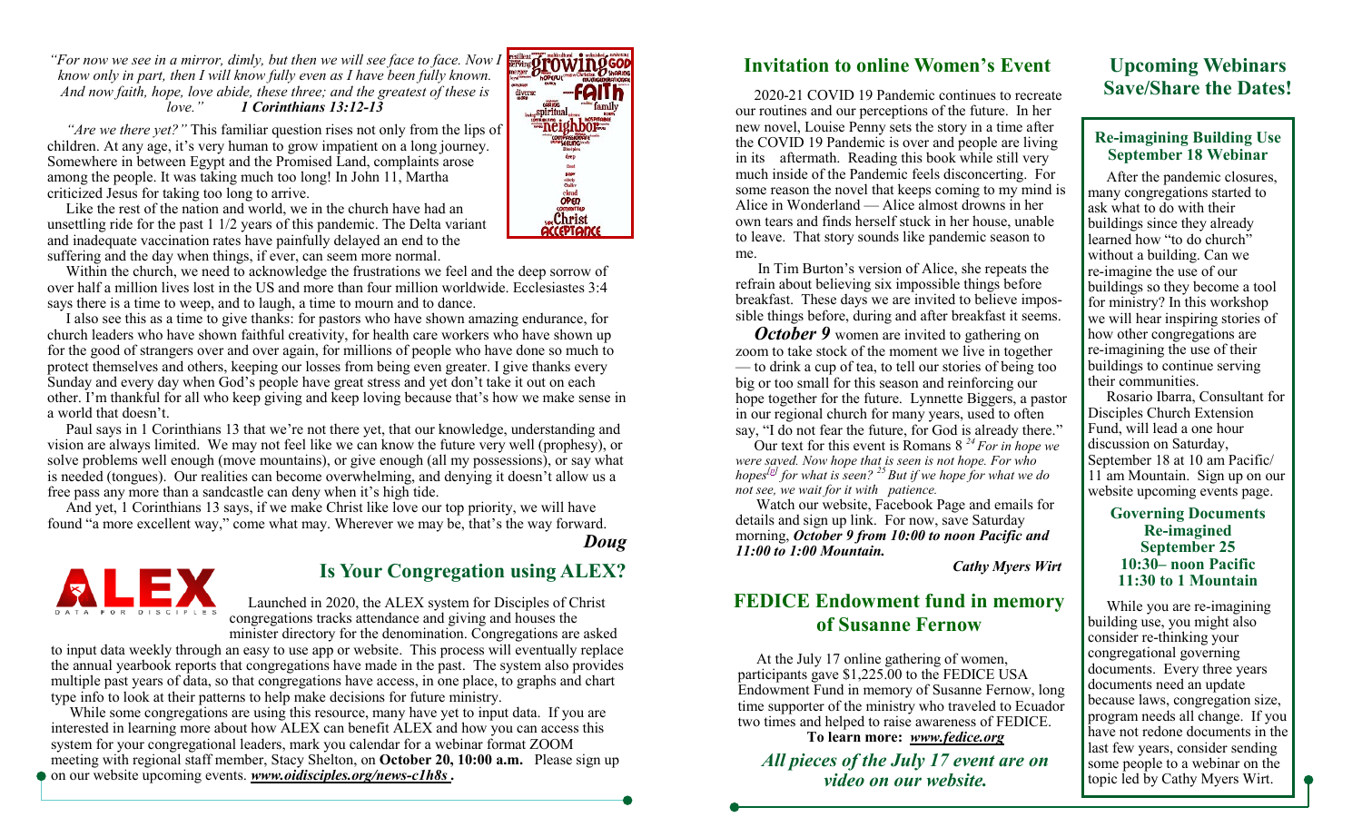*"For now we see in a mirror, dimly, but then we will see face to face. Now I know only in part, then I will know fully even as I have been fully known. And now faith, hope, love abide, these three; and the greatest of these is love."* ***1 Corinthians 13:12-13***

*"Are we there yet?"* This familiar question rises not only from the lips of children. At any age, it's very human to grow impatient on a long journey. Somewhere in between Egypt and the Promised Land, complaints arose among the people. It was taking much too long! In John 11, Martha criticized Jesus for taking too long to arrive.

Like the rest of the nation and world, we in the church have had an unsettling ride for the past 1 1/2 years of this pandemic. The Delta variant and inadequate vaccination rates have painfully delayed an end to the suffering and the day when things, if ever, can seem more normal.

Within the church, we need to acknowledge the frustrations we feel and the deep sorrow of over half a million lives lost in the US and more than four million worldwide. Ecclesiastes 3:4 says there is a time to weep, and to laugh, a time to mourn and to dance.

I also see this as a time to give thanks: for pastors who have shown amazing endurance, for church leaders who have shown faithful creativity, for health care workers who have shown up for the good of strangers over and over again, for millions of people who have done so much to protect themselves and others, keeping our losses from being even greater. I give thanks every Sunday and every day when God's people have great stress and yet don't take it out on each other. I'm thankful for all who keep giving and keep loving because that's how we make sense in a world that doesn't.

Paul says in 1 Corinthians 13 that we're not there yet, that our knowledge, understanding and vision are always limited. We may not feel like we can know the future very well (prophesy), or solve problems well enough (move mountains), or give enough (all my possessions), or say what is needed (tongues). Our realities can become overwhelming, and denying it doesn't allow us a free pass any more than a sandcastle can deny when it's high tide.

And yet, 1 Corinthians 13 says, if we make Christ like love our top priority, we will have found "a more excellent way," come what may. Wherever we may be, that's the way forward.

***Doug***

## Is Your Congregation using ALEX?

ALEX DATA FOR DISCIPLES

Launched in 2020, the ALEX system for Disciples of Christ congregations tracks attendance and giving and houses the minister directory for the denomination. Congregations are asked to input data weekly through an easy to use app or website. This process will eventually replace the annual yearbook reports that congregations have made in the past. The system also provides multiple past years of data, so that congregations have access, in one place, to graphs and chart type info to look at their patterns to help make decisions for future ministry.

While some congregations are using this resource, many have yet to input data. If you are interested in learning more about how ALEX can benefit ALEX and how you can access this system for your congregational leaders, mark you calendar for a webinar format ZOOM meeting with regional staff member, Stacy Shelton, on **October 20, 10:00 a.m.** Please sign up on our website upcoming events. ***www.oidisciples.org/news-c1h8s .***

## Invitation to online Women's Event

2020-21 COVID 19 Pandemic continues to recreate our routines and our perceptions of the future. In her new novel, Louise Penny sets the story in a time after the COVID 19 Pandemic is over and people are living in its aftermath. Reading this book while still very much inside of the Pandemic feels disconcerting. For some reason the novel that keeps coming to my mind is Alice in Wonderland — Alice almost drowns in her own tears and finds herself stuck in her house, unable to leave. That story sounds like pandemic season to me.

In Tim Burton's version of Alice, she repeats the refrain about believing six impossible things before breakfast. These days we are invited to believe impossible things before, during and after breakfast it seems.

***October 9*** women are invited to gathering on zoom to take stock of the moment we live in together — to drink a cup of tea, to tell our stories of being too big or too small for this season and reinforcing our hope together for the future. Lynnette Biggers, a pastor in our regional church for many years, used to often say, "I do not fear the future, for God is already there."

Our text for this event is Romans 8 *[24] For in hope we were saved. Now hope that is seen is not hope. For who hopes[a] for what is seen? [25] But if we hope for what we do not see, we wait for it with patience.*

Watch our website, Facebook Page and emails for details and sign up link. For now, save Saturday morning, ***October 9 from 10:00 to noon Pacific and 11:00 to 1:00 Mountain.***

***Cathy Myers Wirt***

## FEDICE Endowment fund in memory of Susanne Fernow

At the July 17 online gathering of women, participants gave $1,225.00 to the FEDICE USA Endowment Fund in memory of Susanne Fernow, long time supporter of the ministry who traveled to Ecuador two times and helped to raise awareness of FEDICE.

**To learn more: *www.fedice.org***

***All pieces of the July 17 event are on video on our website.***

## Upcoming Webinars Save/Share the Dates!

### Re-imagining Building Use September 18 Webinar

After the pandemic closures, many congregations started to ask what to do with their buildings since they already learned how "to do church" without a building. Can we re-imagine the use of our buildings so they become a tool for ministry? In this workshop we will hear inspiring stories of how other congregations are re-imagining the use of their buildings to continue serving their communities.

Rosario Ibarra, Consultant for Disciples Church Extension Fund, will lead a one hour discussion on Saturday, September 18 at 10 am Pacific/ 11 am Mountain. Sign up on our website upcoming events page.

### Governing Documents Re-imagined September 25 10:30– noon Pacific 11:30 to 1 Mountain

While you are re-imagining building use, you might also consider re-thinking your congregational governing documents. Every three years documents need an update because laws, congregation size, program needs all change. If you have not redone documents in the last few years, consider sending some people to a webinar on the topic led by Cathy Myers Wirt.